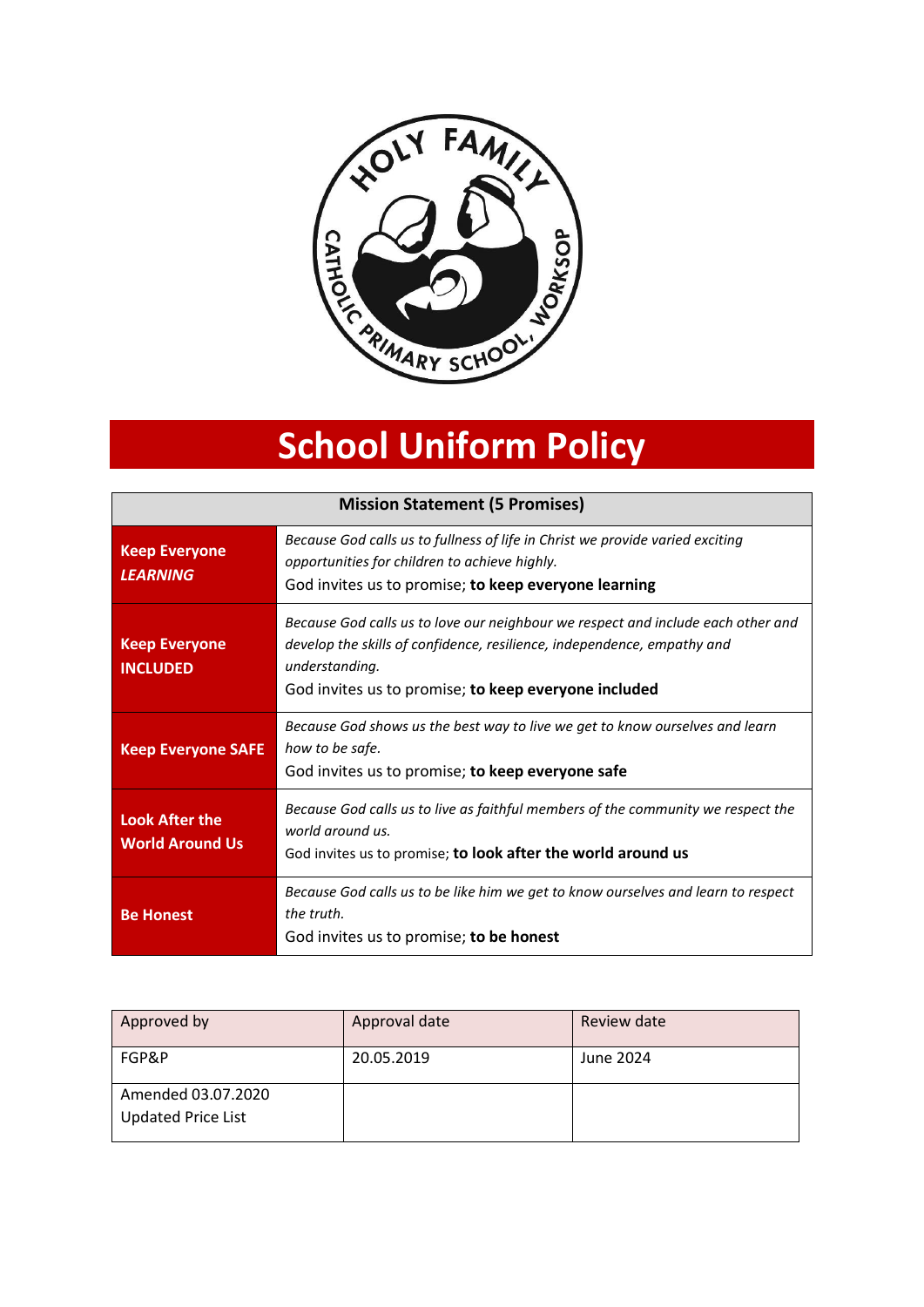# School Uniform Policy

| Mission Statement (5 Promises) | |
|---|---|
| **Keep Everyone *LEARNING*** | *Because God calls us to fullness of life in Christ we provide varied exciting opportunities for children to achieve highly.*<br>God invites us to promise; **to keep everyone learning** |
| **Keep Everyone INCLUDED** | *Because God calls us to love our neighbour we respect and include each other and develop the skills of confidence, resilience, independence, empathy and understanding.*<br>God invites us to promise; **to keep everyone included** |
| **Keep Everyone SAFE** | *Because God shows us the best way to live we get to know ourselves and learn how to be safe.*<br>God invites us to promise; **to keep everyone safe** |
| **Look After the World Around Us** | *Because God calls us to live as faithful members of the community we respect the world around us.*<br>God invites us to promise; **to look after the world around us** |
| **Be Honest** | *Because God calls us to be like him we get to know ourselves and learn to respect the truth.*<br>God invites us to promise; **to be honest** |

| Approved by | Approval date | Review date |
|---|---|---|
| FGP&P | 20.05.2019 | June 2024 |
| Amended 03.07.2020<br>Updated Price List | | |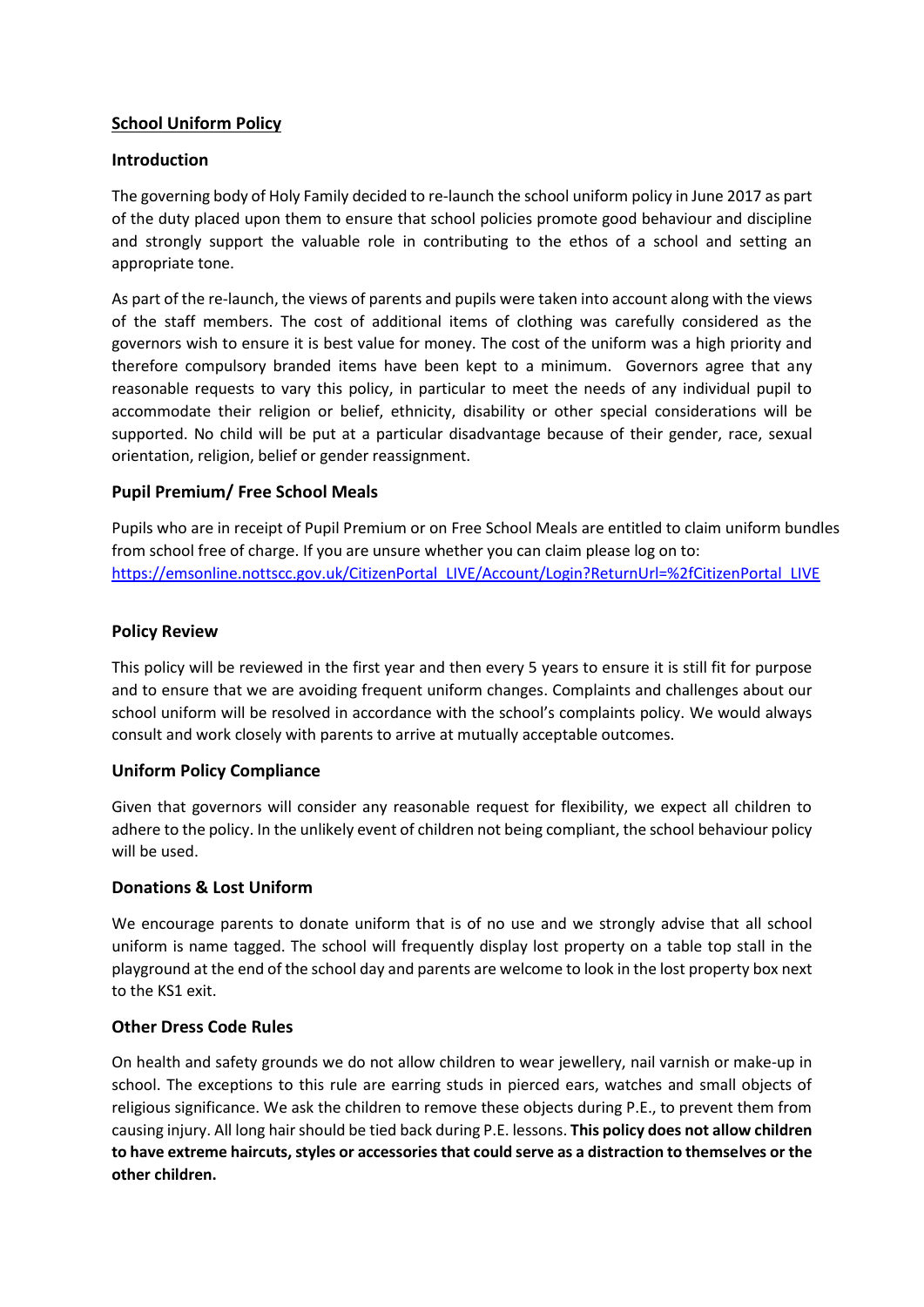## School Uniform Policy

### Introduction

The governing body of Holy Family decided to re-launch the school uniform policy in June 2017 as part of the duty placed upon them to ensure that school policies promote good behaviour and discipline and strongly support the valuable role in contributing to the ethos of a school and setting an appropriate tone.

As part of the re-launch, the views of parents and pupils were taken into account along with the views of the staff members. The cost of additional items of clothing was carefully considered as the governors wish to ensure it is best value for money. The cost of the uniform was a high priority and therefore compulsory branded items have been kept to a minimum. Governors agree that any reasonable requests to vary this policy, in particular to meet the needs of any individual pupil to accommodate their religion or belief, ethnicity, disability or other special considerations will be supported. No child will be put at a particular disadvantage because of their gender, race, sexual orientation, religion, belief or gender reassignment.

### Pupil Premium/ Free School Meals

Pupils who are in receipt of Pupil Premium or on Free School Meals are entitled to claim uniform bundles from school free of charge. If you are unsure whether you can claim please log on to: [https://emsonline.nottscc.gov.uk/CitizenPortal_LIVE/Account/Login?ReturnUrl=%2fCitizenPortal_LIVE](https://emsonline.nottscc.gov.uk/CitizenPortal_LIVE/Account/Login?ReturnUrl=%2fCitizenPortal_LIVE)

### Policy Review

This policy will be reviewed in the first year and then every 5 years to ensure it is still fit for purpose and to ensure that we are avoiding frequent uniform changes. Complaints and challenges about our school uniform will be resolved in accordance with the school's complaints policy. We would always consult and work closely with parents to arrive at mutually acceptable outcomes.

### Uniform Policy Compliance

Given that governors will consider any reasonable request for flexibility, we expect all children to adhere to the policy. In the unlikely event of children not being compliant, the school behaviour policy will be used.

### Donations & Lost Uniform

We encourage parents to donate uniform that is of no use and we strongly advise that all school uniform is name tagged. The school will frequently display lost property on a table top stall in the playground at the end of the school day and parents are welcome to look in the lost property box next to the KS1 exit.

### Other Dress Code Rules

On health and safety grounds we do not allow children to wear jewellery, nail varnish or make-up in school. The exceptions to this rule are earring studs in pierced ears, watches and small objects of religious significance. We ask the children to remove these objects during P.E., to prevent them from causing injury. All long hair should be tied back during P.E. lessons. **This policy does not allow children to have extreme haircuts, styles or accessories that could serve as a distraction to themselves or the other children.**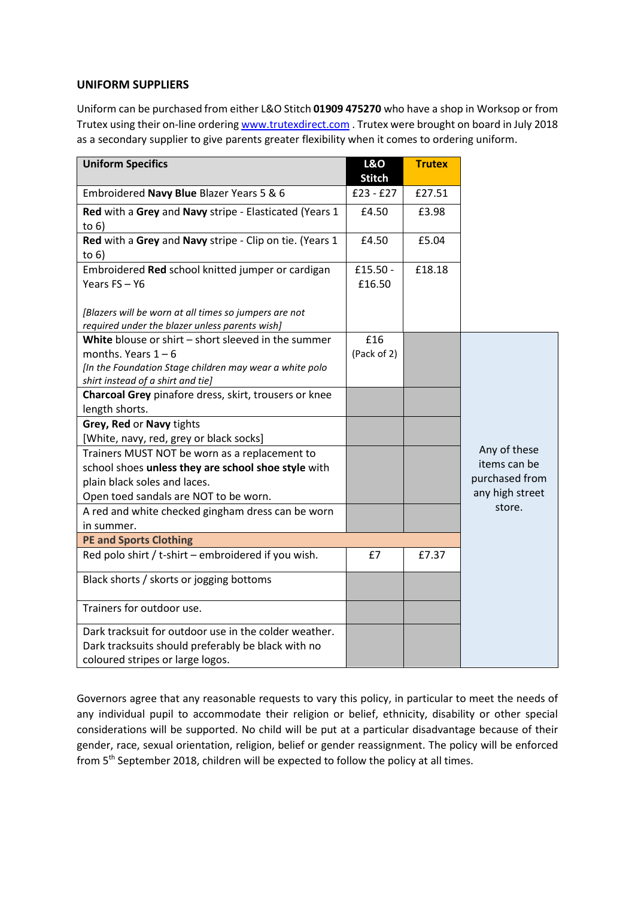**UNIFORM SUPPLIERS**

Uniform can be purchased from either L&O Stitch **01909 475270** who have a shop in Worksop or from Trutex using their on-line ordering www.trutexdirect.com . Trutex were brought on board in July 2018 as a secondary supplier to give parents greater flexibility when it comes to ordering uniform.

| **Uniform Specifics** | **L&O Stitch** | **Trutex** | |
|---|---|---|---|
| Embroidered **Navy Blue** Blazer Years 5 & 6 | £23 - £27 | £27.51 | |
| **Red** with a **Grey** and **Navy** stripe - Elasticated (Years 1 to 6) | £4.50 | £3.98 | |
| **Red** with a **Grey** and **Navy** stripe - Clip on tie. (Years 1 to 6) | £4.50 | £5.04 | |
| Embroidered **Red** school knitted jumper or cardigan Years FS – Y6<br><br>*[Blazers will be worn at all times so jumpers are not required under the blazer unless parents wish]* | £15.50 - £16.50 | £18.18 | |
| **White** blouse or shirt – short sleeved in the summer months. Years 1 – 6<br>*[In the Foundation Stage children may wear a white polo shirt instead of a shirt and tie]* | £16 (Pack of 2) | | Any of these items can be purchased from any high street store. |
| **Charcoal Grey** pinafore dress, skirt, trousers or knee length shorts. | | | |
| **Grey, Red** or **Navy** tights<br>[White, navy, red, grey or black socks] | | | |
| Trainers MUST NOT be worn as a replacement to school shoes **unless they are school shoe style** with plain black soles and laces.<br>Open toed sandals are NOT to be worn. | | | |
| A red and white checked gingham dress can be worn in summer. | | | |
| **PE and Sports Clothing** | | | |
| Red polo shirt / t-shirt – embroidered if you wish. | £7 | £7.37 | |
| Black shorts / skorts or jogging bottoms | | | |
| Trainers for outdoor use. | | | |
| Dark tracksuit for outdoor use in the colder weather. Dark tracksuits should preferably be black with no coloured stripes or large logos. | | | |

Governors agree that any reasonable requests to vary this policy, in particular to meet the needs of any individual pupil to accommodate their religion or belief, ethnicity, disability or other special considerations will be supported. No child will be put at a particular disadvantage because of their gender, race, sexual orientation, religion, belief or gender reassignment. The policy will be enforced from 5th September 2018, children will be expected to follow the policy at all times.